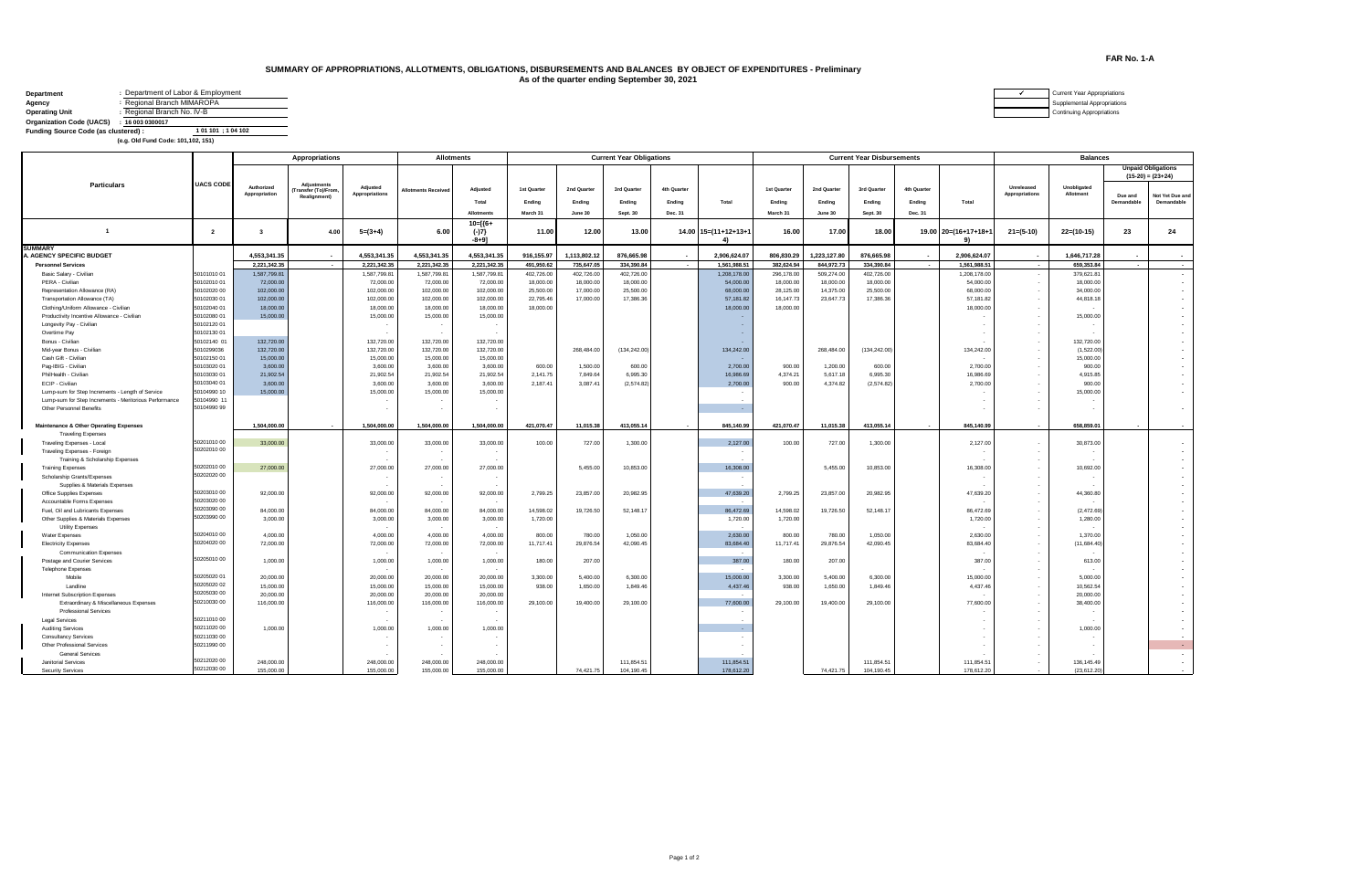FAR No. 1-A

# SUMMARY OF APPROPRIATIONS, ALLOTMENTS, OBLIGATIONS, DISBURSEMENTS AND BALANCES BY OBJECT OF EXPENDITURES - Preliminary

As of the quarter ending September 30, 2021

| | |
|---|---|
| Department | : Department of Labor & Employment |
| Agency | : Regional Branch MIMAROPA |
| Operating Unit | : Regional Branch No. IV-B |
| Organization Code (UACS) | : 16 003 0300017 |
| Funding Source Code (as clustered) : | 1 01 101 ; 1 04 102 |

(e.g. Old Fund Code: 101,102, 151)

| | |
|---|---|
| ✓ | Current Year Appropriations |
| | Supplemental Appropriations |
| | Continuing Appropriations |

| Particulars | UACS CODE | Appropriations | | | Allotments | | Current Year Obligations | | | | | Current Year Disbursements | | | | | Balances | | | |
|---|---|---|---|---|---|---|---|---|---|---|---|---|---|---|---|---|---|---|---|---|
| | | | | | | | | | | | | | | | | | | | Unpaid Obligations (15-20) = (23+24) | |
| | | Authorized Appropriation | Adjustments (Transfer (To)/From, Realignment) | Adjusted Appropriations | Allotments Received | Adjusted Total Allotments | 1st Quarter Ending March 31 | 2nd Quarter Ending June 30 | 3rd Quarter Ending Sept. 30 | 4th Quarter Ending Dec. 31 | Total | 1st Quarter Ending March 31 | 2nd Quarter Ending June 30 | 3rd Quarter Ending Sept. 30 | 4th Quarter Ending Dec. 31 | Total | Unreleased Appropriations | Unobligated Allotment | Due and Demandable | Not Yet Due and Demandable |
| 1 | 2 | 3 | 4.00 | 5=(3+4) | 6.00 | 10=[{6+(-)7}-8+9] | 11.00 | 12.00 | 13.00 | 14.00 | 15=(11+12+13+14) | 16.00 | 17.00 | 18.00 | 19.00 | 20=(16+17+18+19) | 21=(5-10) | 22=(10-15) | 23 | 24 |
| **SUMMARY** | | | | | | | | | | | | | | | | | | | | |
| **A. AGENCY SPECIFIC BUDGET** | | **4,553,341.35** | **-** | **4,553,341.35** | **4,553,341.35** | **4,553,341.35** | **916,155.97** | **1,113,802.12** | **876,665.98** | **-** | **2,906,624.07** | **806,830.29** | **1,223,127.80** | **876,665.98** | **-** | **2,906,624.07** | **-** | **1,646,717.28** | **-** | **-** |
| **Personnel Services** | | **2,221,342.35** | **-** | **2,221,342.35** | **2,221,342.35** | **2,221,342.35** | **491,950.62** | **735,647.05** | **334,390.84** | **-** | **1,561,988.51** | **382,624.94** | **844,972.73** | **334,390.84** | **-** | **1,561,988.51** | **-** | **659,353.84** | **-** | **-** |
| Basic Salary - Civilian | 50101010 01 | 1,587,799.81 | | 1,587,799.81 | 1,587,799.81 | 1,587,799.81 | 402,726.00 | 402,726.00 | 402,726.00 | | 1,208,178.00 | 296,178.00 | 509,274.00 | 402,726.00 | | 1,208,178.00 | - | 379,621.81 | | - |
| PERA - Civilian | 50102010 01 | 72,000.00 | | 72,000.00 | 72,000.00 | 72,000.00 | 18,000.00 | 18,000.00 | 18,000.00 | | 54,000.00 | 18,000.00 | 18,000.00 | 18,000.00 | | 54,000.00 | - | 18,000.00 | | - |
| Representation Allowance (RA) | 50102020 00 | 102,000.00 | | 102,000.00 | 102,000.00 | 102,000.00 | 25,500.00 | 17,000.00 | 25,500.00 | | 68,000.00 | 28,125.00 | 14,375.00 | 25,500.00 | | 68,000.00 | - | 34,000.00 | | - |
| Transportation Allowance (TA) | 50102030 01 | 102,000.00 | | 102,000.00 | 102,000.00 | 102,000.00 | 22,795.46 | 17,000.00 | 17,386.36 | | 57,181.82 | 16,147.73 | 23,647.73 | 17,386.36 | | 57,181.82 | - | 44,818.18 | | - |
| Clothing/Uniform Allowance - Civilian | 50102040 01 | 18,000.00 | | 18,000.00 | 18,000.00 | 18,000.00 | 18,000.00 | | | | 18,000.00 | 18,000.00 | | | | 18,000.00 | - | - | | - |
| Productivity Incentive Allowance - Civilian | 50102080 01 | 15,000.00 | | 15,000.00 | 15,000.00 | 15,000.00 | | | | | - | | | | | - | - | 15,000.00 | | - |
| Longevity Pay - Civilian | 50102120 01 | | | - | - | - | | | | | - | | | | | - | - | - | | - |
| Overtime Pay | 50102130 01 | | | - | - | - | | | | | - | | | | | - | - | - | | - |
| Bonus - Civilian | 50102140 01 | 132,720.00 | | 132,720.00 | 132,720.00 | 132,720.00 | | | | | - | | | | | - | - | 132,720.00 | | - |
| Mid-year Bonus - Civilian | 50102990 36 | 132,720.00 | | 132,720.00 | 132,720.00 | 132,720.00 | | 268,484.00 | (134,242.00) | | 134,242.00 | | 268,484.00 | (134,242.00) | | 134,242.00 | - | (1,522.00) | | - |
| Cash Gift - Civilian | 50102150 01 | 15,000.00 | | 15,000.00 | 15,000.00 | 15,000.00 | | | | | - | | | | | - | - | 15,000.00 | | - |
| Pag-IBIG - Civilian | 50103020 01 | 3,600.00 | | 3,600.00 | 3,600.00 | 3,600.00 | 600.00 | 1,500.00 | 600.00 | | 2,700.00 | 900.00 | 1,200.00 | 600.00 | | 2,700.00 | - | 900.00 | | - |
| PhilHealth - Civilian | 50103030 01 | 21,902.54 | | 21,902.54 | 21,902.54 | 21,902.54 | 2,141.75 | 7,849.64 | 6,995.30 | | 16,986.69 | 4,374.21 | 5,617.18 | 6,995.30 | | 16,986.69 | - | 4,915.85 | | - |
| ECIP - Civilian | 50103040 01 | 3,600.00 | | 3,600.00 | 3,600.00 | 3,600.00 | 2,187.41 | 3,087.41 | (2,574.82) | | 2,700.00 | 900.00 | 4,374.82 | (2,574.82) | | 2,700.00 | - | 900.00 | | - |
| Lump-sum for Step Increments - Length of Service | 50104990 10 | 15,000.00 | | 15,000.00 | 15,000.00 | 15,000.00 | | | | | - | | | | | - | - | 15,000.00 | | - |
| Lump-sum for Step Increments - Meritorious Performance | 50104990 11 | | | - | - | - | | | | | - | | | | | - | - | - | | - |
| Other Personnel Benefits | 50104990 99 | | | - | - | - | | | | | - | | | | | - | - | - | | - |
| **Maintenance & Other Operating Expenses** | | **1,504,000.00** | **-** | **1,504,000.00** | **1,504,000.00** | **1,504,000.00** | **421,070.47** | **11,015.38** | **413,055.14** | **-** | **845,140.99** | **421,070.47** | **11,015.38** | **413,055.14** | **-** | **845,140.99** | **-** | **658,859.01** | **-** | **-** |
| Traveling Expenses | | | | | | | | | | | | | | | | | | | | |
| Traveling Expenses - Local | 50201010 00 | 33,000.00 | | 33,000.00 | 33,000.00 | 33,000.00 | 100.00 | 727.00 | 1,300.00 | | 2,127.00 | 100.00 | 727.00 | 1,300.00 | | 2,127.00 | - | 30,873.00 | | - |
| Traveling Expenses - Foreign | 50202010 00 | | | - | - | - | | | | | - | | | | | - | - | - | | - |
| Training & Scholarship Expenses | | | | - | - | - | | | | | - | | | | | - | - | - | | - |
| Training Expenses | 50202010 00 | 27,000.00 | | 27,000.00 | 27,000.00 | 27,000.00 | | 5,455.00 | 10,853.00 | | 16,308.00 | | 5,455.00 | 10,853.00 | | 16,308.00 | - | 10,692.00 | | - |
| Scholarship Grants/Expenses | 50202020 00 | | | - | - | - | | | | | - | | | | | - | - | - | | - |
| Supplies & Materials Expenses | | | | - | - | - | | | | | - | | | | | - | - | - | | - |
| Office Supplies Expenses | 50203010 00 | 92,000.00 | | 92,000.00 | 92,000.00 | 92,000.00 | 2,799.25 | 23,857.00 | 20,982.95 | | 47,639.20 | 2,799.25 | 23,857.00 | 20,982.95 | | 47,639.20 | - | 44,360.80 | | - |
| Accountable Forms Expenses | 50203020 00 | | | - | - | - | | | | | - | | | | | - | - | - | | - |
| Fuel, Oil and Lubricants Expenses | 50203090 00 | 84,000.00 | | 84,000.00 | 84,000.00 | 84,000.00 | 14,598.02 | 19,726.50 | 52,148.17 | | 86,472.69 | 14,598.02 | 19,726.50 | 52,148.17 | | 86,472.69 | - | (2,472.69) | | - |
| Other Supplies & Materials Expenses | 50203990 00 | 3,000.00 | | 3,000.00 | 3,000.00 | 3,000.00 | 1,720.00 | | | | 1,720.00 | 1,720.00 | | | | 1,720.00 | - | 1,280.00 | | - |
| Utility Expenses | | | | - | - | - | | | | | - | | | | | - | - | - | | - |
| Water Expenses | 50204010 00 | 4,000.00 | | 4,000.00 | 4,000.00 | 4,000.00 | 800.00 | 780.00 | 1,050.00 | | 2,630.00 | 800.00 | 780.00 | 1,050.00 | | 2,630.00 | - | 1,370.00 | | - |
| Electricity Expenses | 50204020 00 | 72,000.00 | | 72,000.00 | 72,000.00 | 72,000.00 | 11,717.41 | 29,876.54 | 42,090.45 | | 83,684.40 | 11,717.41 | 29,876.54 | 42,090.45 | | 83,684.40 | - | (11,684.40) | | - |
| Communication Expenses | | | | - | - | - | | | | | - | | | | | - | - | - | | - |
| Postage and Courier Services | 50205010 00 | 1,000.00 | | 1,000.00 | 1,000.00 | 1,000.00 | 180.00 | 207.00 | | | 387.00 | 180.00 | 207.00 | | | 387.00 | - | 613.00 | | - |
| Telephone Expenses | | | | - | - | - | | | | | - | | | | | - | - | - | | - |
| Mobile | 50205020 01 | 20,000.00 | | 20,000.00 | 20,000.00 | 20,000.00 | 3,300.00 | 5,400.00 | 6,300.00 | | 15,000.00 | 3,300.00 | 5,400.00 | 6,300.00 | | 15,000.00 | - | 5,000.00 | | - |
| Landline | 50205020 02 | 15,000.00 | | 15,000.00 | 15,000.00 | 15,000.00 | 938.00 | 1,650.00 | 1,849.46 | | 4,437.46 | 938.00 | 1,650.00 | 1,849.46 | | 4,437.46 | - | 10,562.54 | | - |
| Internet Subscription Expenses | 50205030 00 | 20,000.00 | | 20,000.00 | 20,000.00 | 20,000.00 | | | | | - | | | | | - | - | 20,000.00 | | - |
| Extraordinary & Miscellaneous Expenses | 50210030 00 | 116,000.00 | | 116,000.00 | 116,000.00 | 116,000.00 | 29,100.00 | 19,400.00 | 29,100.00 | | 77,600.00 | 29,100.00 | 19,400.00 | 29,100.00 | | 77,600.00 | - | 38,400.00 | | - |
| Professional Services | | | | - | - | - | | | | | - | | | | | - | - | - | | - |
| Legal Services | 50211010 00 | | | - | - | - | | | | | - | | | | | - | - | - | | - |
| Auditing Services | 50211020 00 | 1,000.00 | | 1,000.00 | 1,000.00 | 1,000.00 | | | | | - | | | | | - | - | 1,000.00 | | - |
| Consultancy Services | 50211030 00 | | | - | - | - | | | | | - | | | | | - | - | - | | - |
| Other Professional Services | 50211990 00 | | | - | - | - | | | | | - | | | | | - | - | - | | - |
| General Services | | | | - | - | - | | | | | - | | | | | - | - | - | | - |
| Janitorial Services | 50212020 00 | 248,000.00 | | 248,000.00 | 248,000.00 | 248,000.00 | | | 111,854.51 | | 111,854.51 | | | 111,854.51 | | 111,854.51 | - | 136,145.49 | | - |
| Security Services | 50212030 00 | 155,000.00 | | 155,000.00 | 155,000.00 | 155,000.00 | | 74,421.75 | 104,190.45 | | 178,612.20 | | 74,421.75 | 104,190.45 | | 178,612.20 | - | (23,612.20) | | - |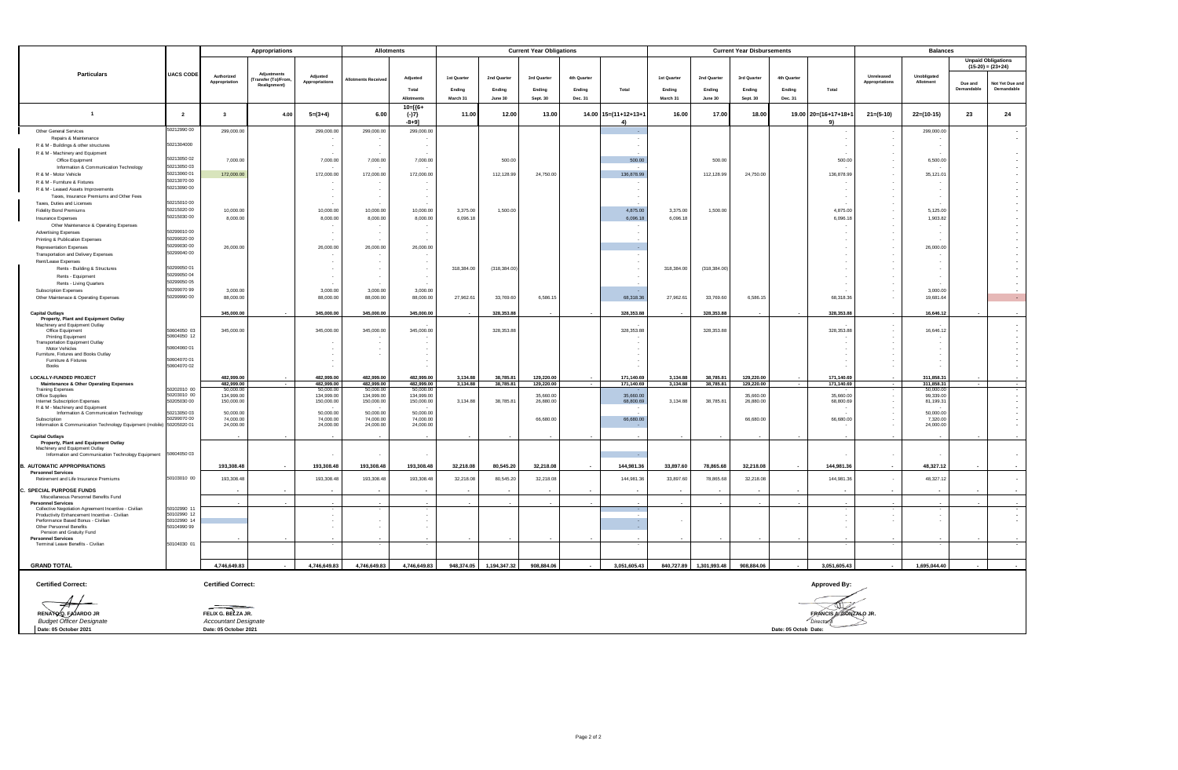| Particulars | UACS CODE | Appropriations | | | Allotments | | Current Year Obligations | | | | | Current Year Disbursements | | | | | Balances | | | |
|---|---|---|---|---|---|---|---|---|---|---|---|---|---|---|---|---|---|---|---|---|
| | | Authorized Appropriation | Adjustments (Transfer (To)/From, Realignment) | Adjusted Appropriations | Allotments Received | Adjusted Total Allotments | 1st Quarter Ending March 31 | 2nd Quarter Ending June 30 | 3rd Quarter Ending Sept. 30 | 4th Quarter Ending Dec. 31 | Total | 1st Quarter Ending March 31 | 2nd Quarter Ending June 30 | 3rd Quarter Ending Sept. 30 | 4th Quarter Ending Dec. 31 | Total | Unreleased Appropriations | Unobligated Allotment | Unpaid Obligations (15-20) = (23+24) Due and Demandable | Not Yet Due and Demandable |
| 1 | 2 | 3 | 4.00 | 5=(3+4) | 6.00 | 10=[(6+(-)7)-8+9] | 11.00 | 12.00 | 13.00 | 14.00 | 15=(11+12+13+14) | 16.00 | 17.00 | 18.00 | 19.00 | 20=(16+17+18+19) | 21=(5-10) | 22=(10-15) | 23 | 24 |
| Other General Services | 50212990 00 | 299,000.00 | | 299,000.00 | 299,000.00 | 299,000.00 | | | | | - | | | | | - | - | 299,000.00 | | - |
| Repairs & Maintenance | | | | | - | - | | | | | - | | | | | - | - | - | | - |
| R & M - Buildings & other structures | 5021304000 | | | - | - | - | | | | | - | | | | | - | - | - | | |
| R & M - Machinery and Equipment | | | | - | - | - | | | | | - | | | | | - | - | - | | - |
| Office Equipment | 50213050 02 | 7,000.00 | | 7,000.00 | 7,000.00 | 7,000.00 | | 500.00 | | | 500.00 | | 500.00 | | | 500.00 | - | 6,500.00 | | - |
| Information & Communication Technology | 50213050 03 | | | - | - | - | | | | | - | | | | | - | - | - | | - |
| R & M - Motor Vehicle | 50213060 01 | 172,000.00 | | 172,000.00 | 172,000.00 | 172,000.00 | | 112,128.99 | 24,750.00 | | 136,878.99 | | 112,128.99 | 24,750.00 | | 136,878.99 | - | 35,121.01 | | - |
| R & M - Furniture & Fixtures | 50213070 00 | | | - | - | - | | | | | - | | | | | - | - | - | | - |
| R & M - Leased Assets Improvements | 50213090 00 | | | - | - | - | | | | | - | | | | | - | - | - | | - |
| Taxes, Insurance Premiums and Other Fees | | | | - | - | - | | | | | - | | | | | - | - | - | | - |
| Taxes, Duties and Licenses | 50215010 00 | | | - | - | - | | | | | - | | | | | - | - | - | | - |
| Fidelity Bond Premiums | 50215020 00 | 10,000.00 | | 10,000.00 | 10,000.00 | 10,000.00 | 3,375.00 | 1,500.00 | | | 4,875.00 | 3,375.00 | 1,500.00 | | | 4,875.00 | - | 5,125.00 | | - |
| Insurance Expenses | 50215030 00 | 8,000.00 | | 8,000.00 | 8,000.00 | 8,000.00 | 6,096.18 | | | | 6,096.18 | 6,096.18 | | | | 6,096.18 | - | 1,903.82 | | - |
| Other Maintenance & Operating Expenses | | | | - | - | - | | | | | - | | | | | - | - | - | | - |
| Advertising Expenses | 50299010 00 | | | - | - | - | | | | | - | | | | | - | - | - | | - |
| Printing & Publication Expenses | 50299020 00 | | | - | - | - | | | | | - | | | | | - | - | - | | - |
| Representation Expenses | 50299030 00 | 26,000.00 | | 26,000.00 | 26,000.00 | 26,000.00 | | | | | - | | | | | - | - | 26,000.00 | | - |
| Transportation and Delivery Expenses | 50299040 00 | | | - | - | - | | | | | - | | | | | - | - | - | | - |
| Rent/Lease Expenses | | | | - | - | - | | | | | - | | | | | - | - | - | | - |
| Rents - Building & Structures | 50299050 01 | | | - | - | - | 318,384.00 | (318,384.00) | | | - | 318,384.00 | (318,384.00) | | | - | - | - | | - |
| Rents - Equipment | 50299050 04 | | | - | - | - | | | | | - | | | | | - | - | - | | - |
| Rents - Living Quarters | 50299050 05 | | | - | - | - | | | | | - | | | | | - | - | - | | - |
| Subscription Expenses | 50299070 99 | 3,000.00 | | 3,000.00 | 3,000.00 | 3,000.00 | | | | | - | | | | | - | - | 3,000.00 | | - |
| Other Maintenace & Operating Expenses | 50299990 00 | 88,000.00 | | 88,000.00 | 88,000.00 | 88,000.00 | 27,962.61 | 33,769.60 | 6,586.15 | | 68,318.36 | 27,962.61 | 33,769.60 | 6,586.15 | | 68,318.36 | - | 19,681.64 | | - |
| **Capital Outlays** | | 345,000.00 | - | 345,000.00 | 345,000.00 | 345,000.00 | - | 328,353.88 | - | - | 328,353.88 | - | 328,353.88 | - | - | 328,353.88 | - | 16,646.12 | - | - |
| Property, Plant and Equipment Outlay | | | | | | | | | | | | | | | | | | | | |
| Machinery and Equipment Outlay | | | | | | - | | | | | - | | | | | - | - | - | | - |
| Office Equipment | 50604050 03 | 345,000.00 | | 345,000.00 | 345,000.00 | 345,000.00 | | 328,353.88 | | | 328,353.88 | | 328,353.88 | | | 328,353.88 | - | 16,646.12 | | - |
| Printing Equipment | 50604050 12 | | | - | - | - | | | | | - | | | | | - | - | - | | - |
| Transportation Equipment Outlay | | | | - | - | - | | | | | - | | | | | - | - | - | | - |
| Motor Vehicles | 50604060 01 | | | - | - | - | | | | | - | | | | | - | - | - | | - |
| Furniture, Fixtures and Books Outlay | | | | - | - | - | | | | | - | | | | | - | - | - | | - |
| Furniture & Fixtures | 50604070 01 | | | - | - | - | | | | | - | | | | | - | - | - | | - |
| Books | 50604070 02 | | | - | - | - | | | | | - | | | | | - | - | - | | - |
| **LOCALLY-FUNDED PROJECT** | | 482,999.00 | - | 482,999.00 | 482,999.00 | 482,999.00 | 3,134.88 | 38,785.81 | 129,220.00 | - | 171,140.69 | 3,134.88 | 38,785.81 | 129,220.00 | - | 171,140.69 | - | 311,858.31 | - | - |
| **Maintenance & Other Operating Expenses** | | 482,999.00 | - | 482,999.00 | 482,999.00 | 482,999.00 | 3,134.88 | 38,785.81 | 129,220.00 | - | 171,140.69 | 3,134.88 | 38,785.81 | 129,220.00 | - | 171,140.69 | - | 311,858.31 | - | - |
| Training Expenses | 50202010 00 | 50,000.00 | | 50,000.00 | 50,000.00 | 50,000.00 | | | | | - | | | | | - | - | 50,000.00 | | - |
| Office Supplies | 50203010 00 | 134,999.00 | | 134,999.00 | 134,999.00 | 134,999.00 | | | 35,660.00 | | 35,660.00 | | | 35,660.00 | | 35,660.00 | - | 99,339.00 | | - |
| Internet Subscription Expenses | 50205030 00 | 150,000.00 | | 150,000.00 | 150,000.00 | 150,000.00 | 3,134.88 | 38,785.81 | 26,880.00 | | 68,800.69 | 3,134.88 | 38,785.81 | 26,880.00 | | 68,800.69 | - | 81,199.31 | | - |
| R & M - Machinery and Equipment | | | | - | - | - | | | | | - | | | | | - | - | - | | - |
| Information & Communication Technology | 50213050 03 | 50,000.00 | | 50,000.00 | 50,000.00 | 50,000.00 | | | | | - | | | | | - | - | 50,000.00 | | - |
| Subscription | 50299070 00 | 74,000.00 | | 74,000.00 | 74,000.00 | 74,000.00 | | | 66,680.00 | | 66,680.00 | | | 66,680.00 | | 66,680.00 | - | 7,320.00 | | - |
| Information & Communication Technology Equipment (mobile) | 50205020 01 | 24,000.00 | | 24,000.00 | 24,000.00 | 24,000.00 | | | | | - | | | | | - | - | 24,000.00 | | - |
| **Capital Outlays** | | - | - | - | - | - | - | - | - | - | - | - | - | - | - | - | - | - | - | - |
| Property, Plant and Equipment Outlay | | | | | | | | | | | | | | | | | | | | |
| Machinery and Equipment Outlay | | | | | | | | | | | | | | | | | | | | |
| Information and Communication Technology Equipment | 50604050 03 | | | - | - | - | | | | | - | | | | | - | - | - | | - |
| **B. AUTOMATIC APPROPRIATIONS** | | 193,308.48 | - | 193,308.48 | 193,308.48 | 193,308.48 | 32,218.08 | 80,545.20 | 32,218.08 | - | 144,981.36 | 33,897.60 | 78,865.68 | 32,218.08 | - | 144,981.36 | - | 48,327.12 | - | - |
| **Personnel Services** | | | | | | | | | | | | | | | | | | | | |
| Retirement and Life Insurance Premiums | 50103010 00 | 193,308.48 | | 193,308.48 | 193,308.48 | 193,308.48 | 32,218.08 | 80,545.20 | 32,218.08 | | 144,981.36 | 33,897.60 | 78,865.68 | 32,218.08 | | 144,981.36 | - | 48,327.12 | | - |
| **C. SPECIAL PURPOSE FUNDS** | | - | - | - | - | - | - | - | - | - | - | - | - | - | - | - | - | - | - | - |
| Miscellaneous Personnel Benefits Fund | | | | | | | | | | | | | | | | | | | | |
| **Personnel Services** | | - | - | - | - | - | - | - | - | - | - | - | - | - | - | - | - | - | - | - |
| Collective Negotiation Agreement Incentive - Civilian | 50102990 11 | | | - | - | - | | | | | - | | | | | - | - | - | | - |
| Productivity Enhancement Incentive - Civilian | 50102990 12 | | | - | - | - | | | | | - | | | | | - | - | - | | - |
| Performance Based Bonus - Civilian | 50102990 14 | | | - | - | - | | | | | - | - | | | | - | - | - | | - |
| Other Personnel Benefits | 50104990 99 | | | - | - | - | | | | | - | | | | | - | | | | |
| Pension and Gratuity Fund | | | | | | | | | | | | | | | | | | | | |
| **Personnel Services** | | - | - | - | - | - | - | - | - | - | - | - | - | - | - | - | - | - | - | - |
| Terminal Leave Benefits - Civilian | 50104030 01 | | | - | - | - | | | | | - | | | | | - | - | - | | - |
| **GRAND TOTAL** | | 4,746,649.83 | - | 4,746,649.83 | 4,746,649.83 | 4,746,649.83 | 948,374.05 | 1,194,347.32 | 908,884.06 | - | 3,051,605.43 | 840,727.89 | 1,301,993.48 | 908,884.06 | - | 3,051,605.43 | - | 1,695,044.40 | - | - |

**Certified Correct:**

RENATO Q. FAJARDO JR
*Budget Officer Designate*
Date: 05 October 2021

**Certified Correct:**

FELIX G. BELZA JR.
*Accountant Designate*
Date: 05 October 2021

**Approved By:**

FRANCIS A. GONZALO JR.
*Director*
Date: 05 Octob Date: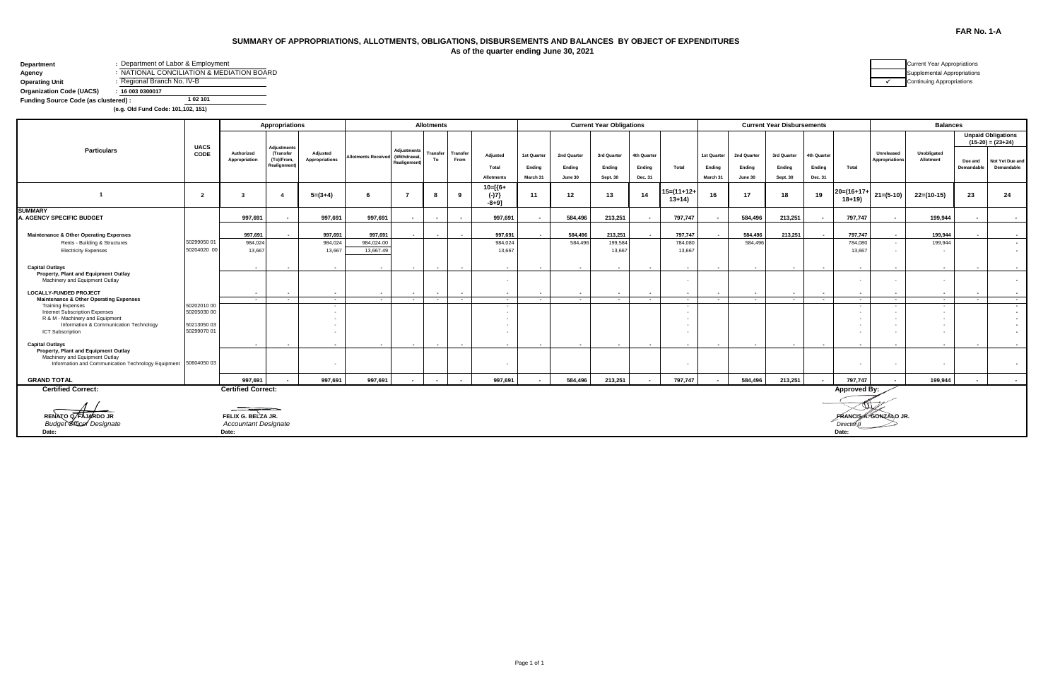FAR No. 1-A

# SUMMARY OF APPROPRIATIONS, ALLOTMENTS, OBLIGATIONS, DISBURSEMENTS AND BALANCES BY OBJECT OF EXPENDITURES

As of the quarter ending June 30, 2021

**Department** : Department of Labor & Employment
**Agency** : NATIONAL CONCILIATION & MEDIATION BOARD
**Operating Unit** : Regional Branch No. IV-B
**Organization Code (UACS)** : 16 003 0300017
**Funding Source Code (as clustered) :** 1 02 101
(e.g. Old Fund Code: 101,102, 151)

| | |
|---|---|
| | Current Year Appropriations |
| | Supplemental Appropriations |
| ✓ | Continuing Appropriations |

| Particulars | UACS CODE | Appropriations | | | Allotments | | | | | Current Year Obligations | | | | | Current Year Disbursements | | | | | Balances | | | |
|---|---|---|---|---|---|---|---|---|---|---|---|---|---|---|---|---|---|---|---|---|---|---|---|
| | | Authorized Appropriation | Adjustments (Transfer (To)/From, Realignment) | Adjusted Appropriations | Allotments Received | Adjustments (Withdrawal, Realignment) | Transfer To | Transfer From | Adjusted Total Allotments | 1st Quarter Ending March 31 | 2nd Quarter Ending June 30 | 3rd Quarter Ending Sept. 30 | 4th Quarter Ending Dec. 31 | Total | 1st Quarter Ending March 31 | 2nd Quarter Ending June 30 | 3rd Quarter Ending Sept. 30 | 4th Quarter Ending Dec. 31 | Total | Unreleased Appropriations | Unobligated Allotment | Unpaid Obligations (15-20) = (23+24) Due and Demandable | Not Yet Due and Demandable |
| 1 | 2 | 3 | 4 | 5=(3+4) | 6 | 7 | 8 | 9 | 10=[{6+(-)7}-8+9] | 11 | 12 | 13 | 14 | 15=(11+12+13+14) | 16 | 17 | 18 | 19 | 20=(16+17+18+19) | 21=(5-10) | 22=(10-15) | 23 | 24 |
| **SUMMARY** | | | | | | | | | | | | | | | | | | | | | | | |
| **A. AGENCY SPECIFIC BUDGET** | | **997,691** | **-** | **997,691** | **997,691** | **-** | **-** | **-** | **997,691** | **-** | **584,496** | **213,251** | **-** | **797,747** | **-** | **584,496** | **213,251** | **-** | **797,747** | **-** | **199,944** | **-** | **-** |
| **Maintenance & Other Operating Expenses** | | **997,691** | **-** | **997,691** | **997,691** | **-** | **-** | **-** | **997,691** | **-** | **584,496** | **213,251** | **-** | **797,747** | **-** | **584,496** | **213,251** | **-** | **797,747** | **-** | **199,944** | **-** | **-** |
| Rents - Building & Structures | 50299050 01 | 984,024 | | 984,024 | 984,024.00 | | | | 984,024 | | 584,496 | 199,584 | | 784,080 | | 584,496 | | | 784,080 | - | 199,944 | | - |
| Electricity Expenses | 50204020 00 | 13,667 | | 13,667 | 13,667.49 | | | | 13,667 | | | 13,667 | | 13,667 | | | | | 13,667 | - | - | | - |
| **Capital Outlays** | | - | - | - | - | - | - | - | - | - | - | - | - | - | - | - | - | - | - | - | - | - | - |
| **Property, Plant and Equipment Outlay** Machinery and Equipment Outlay | | | | | | | | | - | | | | | - | | | | | - | - | - | | - |
| **LOCALLY-FUNDED PROJECT** | | - | - | - | - | - | - | - | - | - | - | - | - | - | - | - | - | - | - | - | - | - | - |
| **Maintenance & Other Operating Expenses** | | - | - | - | - | - | - | - | - | - | - | - | - | - | - | - | - | - | - | - | - | - | - |
| Training Expenses | 50202010 00 | | | - | | | | | - | | | | | - | | | | | - | - | - | | - |
| Internet Subscription Expenses | 50205030 00 | | | - | | | | | - | | | | | - | | | | | - | - | - | | - |
| R & M - Machinery and Equipment | | | | - | | | | | - | | | | | - | | | | | - | - | - | | - |
| Information & Communication Technology | 50213050 03 | | | - | | | | | - | | | | | - | | | | | - | - | - | | - |
| ICT Subscription | 50299070 01 | | | - | | | | | - | | | | | - | | | | | - | - | - | | - |
| **Capital Outlays** | | - | - | - | - | - | - | - | - | - | - | - | - | - | - | - | - | - | - | - | - | - | - |
| **Property, Plant and Equipment Outlay** Machinery and Equipment Outlay Information and Communication Technology Equipment | 50604050 03 | | | - | | | | | - | | | | | - | | | | | - | - | - | | - |
| **GRAND TOTAL** | | **997,691** | **-** | **997,691** | **997,691** | **-** | **-** | **-** | **997,691** | **-** | **584,496** | **213,251** | **-** | **797,747** | **-** | **584,496** | **213,251** | **-** | **797,747** | **-** | **199,944** | **-** | **-** |

**Certified Correct:**

RENATO Q. FAJARDO JR
*Budget Officer Designate*
Date:

**Certified Correct:**

FELIX G. BELZA JR.
*Accountant Designate*
Date:

**Approved By:**

FRANCIS A. GONZALO JR.
*Director II*
Date: